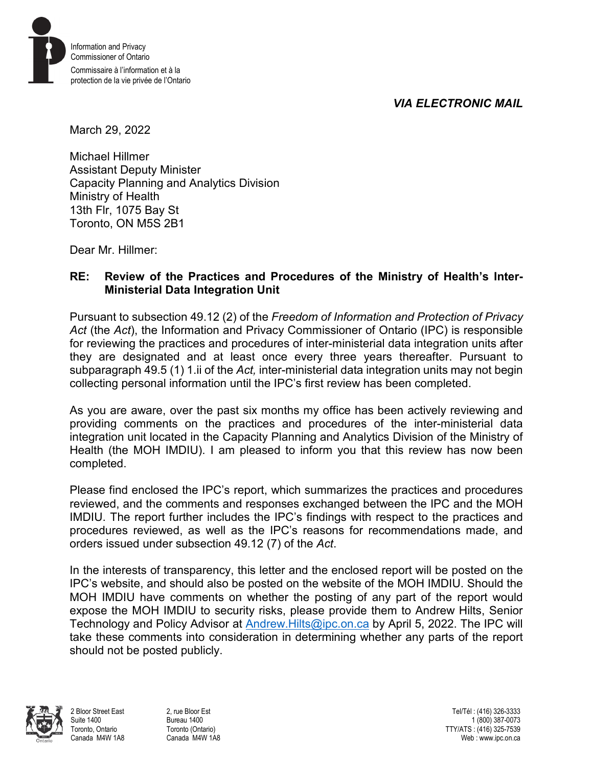Information and Privacy Commissioner of Ontario

Commissaire à l'information et à la protection de la vie privée de l'Ontario

*VIA ELECTRONIC MAIL*

March 29, 2022

Michael Hillmer
Assistant Deputy Minister
Capacity Planning and Analytics Division
Ministry of Health
13th Flr, 1075 Bay St
Toronto, ON M5S 2B1

Dear Mr. Hillmer:

**RE: Review of the Practices and Procedures of the Ministry of Health's Inter-Ministerial Data Integration Unit**

Pursuant to subsection 49.12 (2) of the *Freedom of Information and Protection of Privacy Act* (the *Act*), the Information and Privacy Commissioner of Ontario (IPC) is responsible for reviewing the practices and procedures of inter-ministerial data integration units after they are designated and at least once every three years thereafter. Pursuant to subparagraph 49.5 (1) 1.ii of the *Act,* inter-ministerial data integration units may not begin collecting personal information until the IPC's first review has been completed.

As you are aware, over the past six months my office has been actively reviewing and providing comments on the practices and procedures of the inter-ministerial data integration unit located in the Capacity Planning and Analytics Division of the Ministry of Health (the MOH IMDIU). I am pleased to inform you that this review has now been completed.

Please find enclosed the IPC's report, which summarizes the practices and procedures reviewed, and the comments and responses exchanged between the IPC and the MOH IMDIU. The report further includes the IPC's findings with respect to the practices and procedures reviewed, as well as the IPC's reasons for recommendations made, and orders issued under subsection 49.12 (7) of the *Act*.

In the interests of transparency, this letter and the enclosed report will be posted on the IPC's website, and should also be posted on the website of the MOH IMDIU. Should the MOH IMDIU have comments on whether the posting of any part of the report would expose the MOH IMDIU to security risks, please provide them to Andrew Hilts, Senior Technology and Policy Advisor at Andrew.Hilts@ipc.on.ca by April 5, 2022. The IPC will take these comments into consideration in determining whether any parts of the report should not be posted publicly.

2 Bloor Street East
Suite 1400
Toronto, Ontario
Canada M4W 1A8

2, rue Bloor Est
Bureau 1400
Toronto (Ontario)
Canada M4W 1A8

Tel/Tél : (416) 326-3333
1 (800) 387-0073
TTY/ATS : (416) 325-7539
Web : www.ipc.on.ca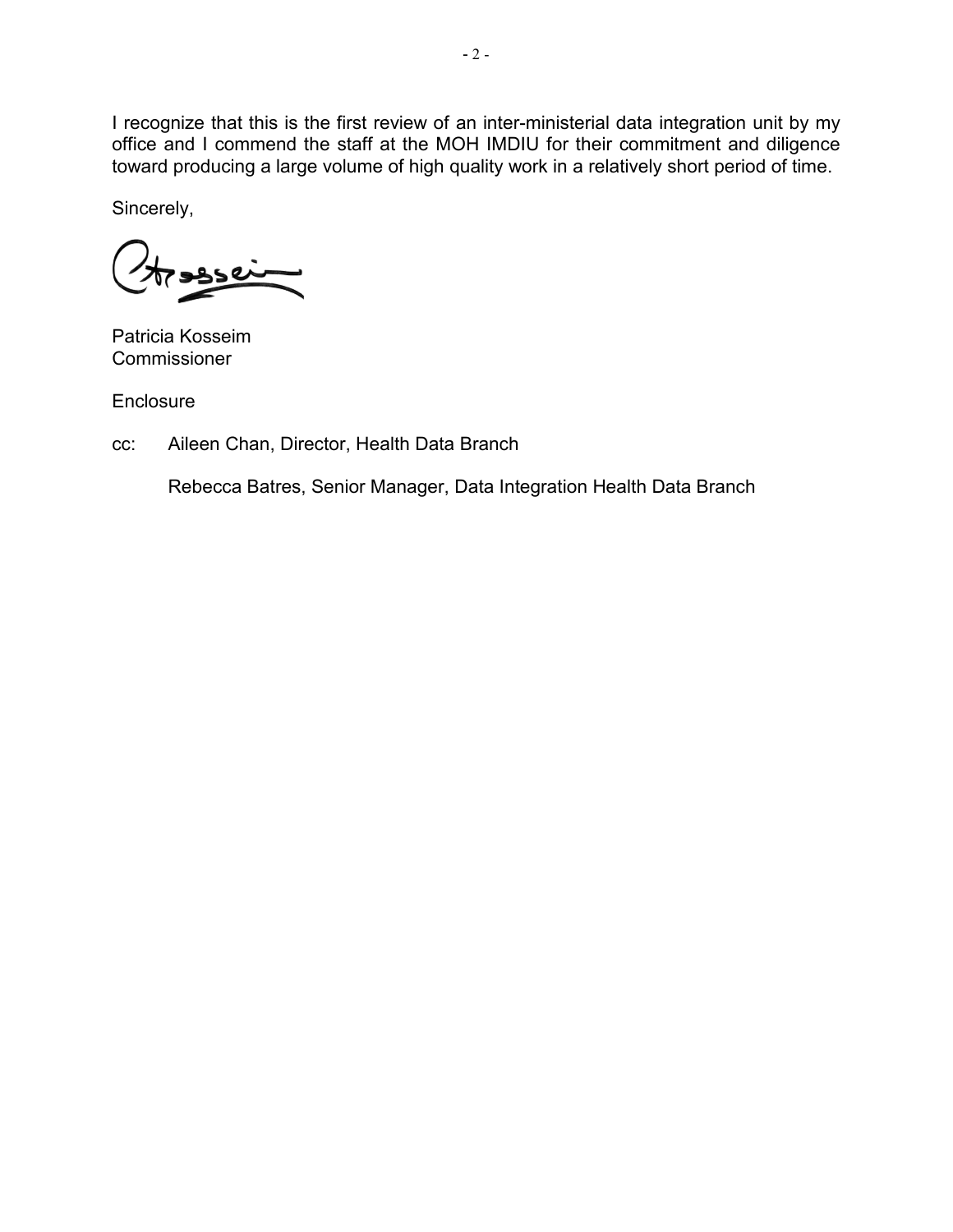I recognize that this is the first review of an inter-ministerial data integration unit by my office and I commend the staff at the MOH IMDIU for their commitment and diligence toward producing a large volume of high quality work in a relatively short period of time.

Sincerely,

Patricia Kosseim
Commissioner

Enclosure

cc: Aileen Chan, Director, Health Data Branch

Rebecca Batres, Senior Manager, Data Integration Health Data Branch